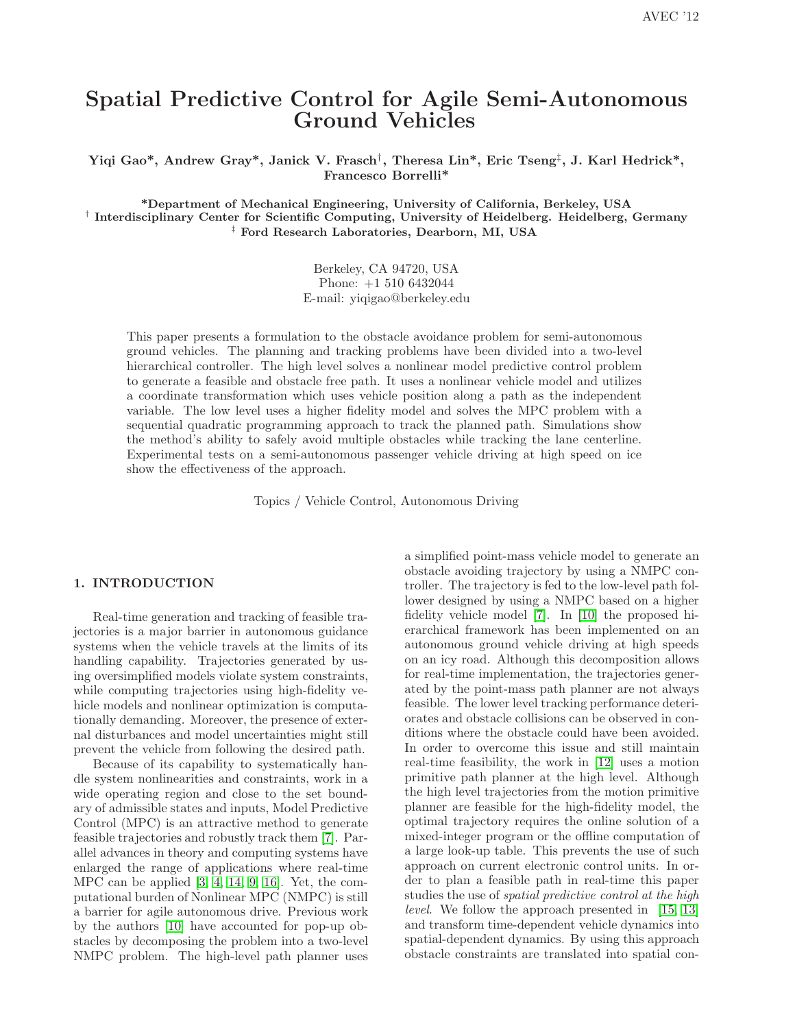# Spatial Predictive Control for Agile Semi-Autonomous Ground Vehicles

**Yiqi Gao\*, Andrew Gray\*, Janick V. Frasch†, Theresa Lin\*, Eric Tseng‡, J. Karl Hedrick\*, Francesco Borrelli\***

**\*Department of Mechanical Engineering, University of California, Berkeley, USA**
**† Interdisciplinary Center for Scientific Computing, University of Heidelberg. Heidelberg, Germany**
**‡ Ford Research Laboratories, Dearborn, MI, USA**

Berkeley, CA 94720, USA
Phone: +1 510 6432044
E-mail: yiqigao@berkeley.edu

This paper presents a formulation to the obstacle avoidance problem for semi-autonomous ground vehicles. The planning and tracking problems have been divided into a two-level hierarchical controller. The high level solves a nonlinear model predictive control problem to generate a feasible and obstacle free path. It uses a nonlinear vehicle model and utilizes a coordinate transformation which uses vehicle position along a path as the independent variable. The low level uses a higher fidelity model and solves the MPC problem with a sequential quadratic programming approach to track the planned path. Simulations show the method's ability to safely avoid multiple obstacles while tracking the lane centerline. Experimental tests on a semi-autonomous passenger vehicle driving at high speed on ice show the effectiveness of the approach.

Topics / Vehicle Control, Autonomous Driving

## 1. INTRODUCTION

Real-time generation and tracking of feasible trajectories is a major barrier in autonomous guidance systems when the vehicle travels at the limits of its handling capability. Trajectories generated by using oversimplified models violate system constraints, while computing trajectories using high-fidelity vehicle models and nonlinear optimization is computationally demanding. Moreover, the presence of external disturbances and model uncertainties might still prevent the vehicle from following the desired path.

Because of its capability to systematically handle system nonlinearities and constraints, work in a wide operating region and close to the set boundary of admissible states and inputs, Model Predictive Control (MPC) is an attractive method to generate feasible trajectories and robustly track them [7]. Parallel advances in theory and computing systems have enlarged the range of applications where real-time MPC can be applied [3, 4, 14, 9, 16]. Yet, the computational burden of Nonlinear MPC (NMPC) is still a barrier for agile autonomous drive. Previous work by the authors [10] have accounted for pop-up obstacles by decomposing the problem into a two-level NMPC problem. The high-level path planner uses a simplified point-mass vehicle model to generate an obstacle avoiding trajectory by using a NMPC controller. The trajectory is fed to the low-level path follower designed by using a NMPC based on a higher fidelity vehicle model [7]. In [10] the proposed hierarchical framework has been implemented on an autonomous ground vehicle driving at high speeds on an icy road. Although this decomposition allows for real-time implementation, the trajectories generated by the point-mass path planner are not always feasible. The lower level tracking performance deteriorates and obstacle collisions can be observed in conditions where the obstacle could have been avoided. In order to overcome this issue and still maintain real-time feasibility, the work in [12] uses a motion primitive path planner at the high level. Although the high level trajectories from the motion primitive planner are feasible for the high-fidelity model, the optimal trajectory requires the online solution of a mixed-integer program or the offline computation of a large look-up table. This prevents the use of such approach on current electronic control units. In order to plan a feasible path in real-time this paper studies the use of *spatial predictive control at the high level*. We follow the approach presented in [15, 13] and transform time-dependent vehicle dynamics into spatial-dependent dynamics. By using this approach obstacle constraints are translated into spatial con-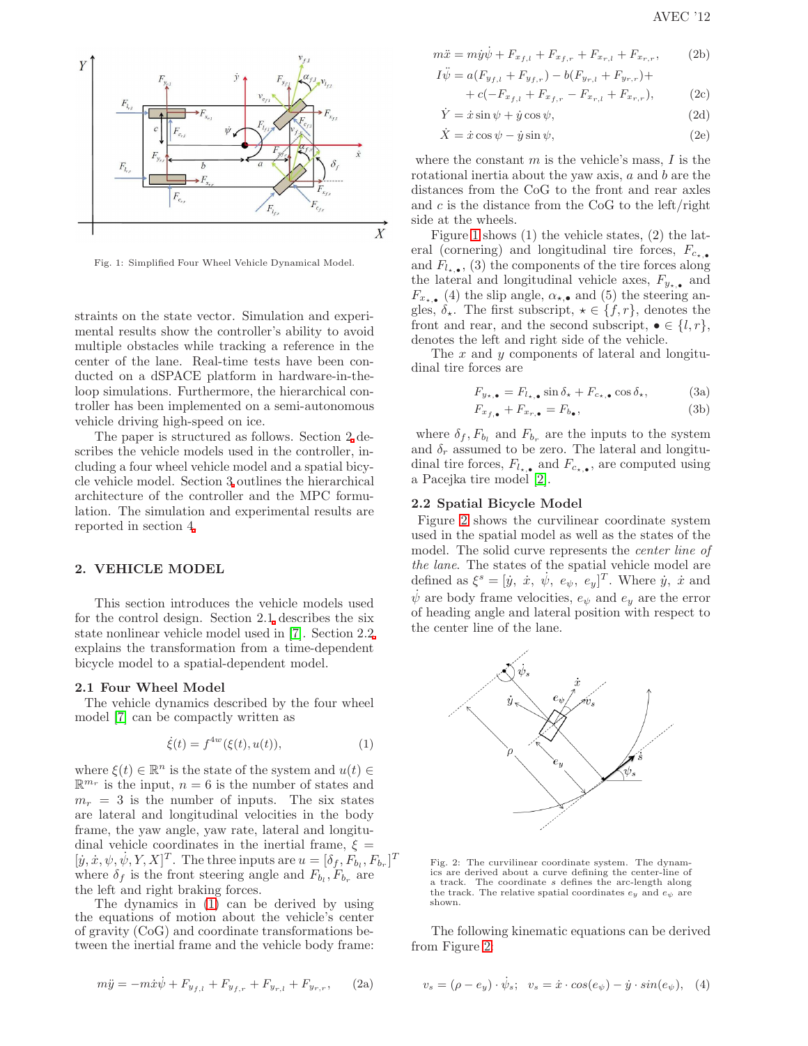Fig. 1: Simplified Four Wheel Vehicle Dynamical Model.

straints on the state vector. Simulation and experimental results show the controller's ability to avoid multiple obstacles while tracking a reference in the center of the lane. Real-time tests have been conducted on a dSPACE platform in hardware-in-the-loop simulations. Furthermore, the hierarchical controller has been implemented on a semi-autonomous vehicle driving high-speed on ice.

The paper is structured as follows. Section 2 describes the vehicle models used in the controller, including a four wheel vehicle model and a spatial bicycle vehicle model. Section 3 outlines the hierarchical architecture of the controller and the MPC formulation. The simulation and experimental results are reported in section 4.

## 2. VEHICLE MODEL

This section introduces the vehicle models used for the control design. Section 2.1 describes the six state nonlinear vehicle model used in [7]. Section 2.2 explains the transformation from a time-dependent bicycle model to a spatial-dependent model.

### 2.1 Four Wheel Model

The vehicle dynamics described by the four wheel model [7] can be compactly written as

$$\dot{\xi}(t) = f^{4w}(\xi(t), u(t)), \tag{1}$$

where $\xi(t) \in \mathbb{R}^n$ is the state of the system and $u(t) \in \mathbb{R}^{m_r}$ is the input, $n = 6$ is the number of states and $m_r = 3$ is the number of inputs. The six states are lateral and longitudinal velocities in the body frame, the yaw angle, yaw rate, lateral and longitudinal vehicle coordinates in the inertial frame, $\xi = [\dot{y}, \dot{x}, \psi, \dot{\psi}, Y, X]^T$. The three inputs are $u = [\delta_f, F_{b_l}, F_{b_r}]^T$ where $\delta_f$ is the front steering angle and $F_{b_l}, F_{b_r}$ are the left and right braking forces.

The dynamics in (1) can be derived by using the equations of motion about the vehicle's center of gravity (CoG) and coordinate transformations between the inertial frame and the vehicle body frame:

$$m\ddot{y} = -m\dot{x}\dot{\psi} + F_{y_{f,l}} + F_{y_{f,r}} + F_{y_{r,l}} + F_{y_{r,r}}, \tag{2a}$$

$$m\ddot{x} = m\dot{y}\dot{\psi} + F_{x_{f,l}} + F_{x_{f,r}} + F_{x_{r,l}} + F_{x_{r,r}}, \tag{2b}$$

$$\begin{aligned} I\ddot{\psi} &= a(F_{y_{f,l}} + F_{y_{f,r}}) - b(F_{y_{r,l}} + F_{y_{r,r}}) + \\ &\quad + c(-F_{x_{f,l}} + F_{x_{f,r}} - F_{x_{r,l}} + F_{x_{r,r}}), \end{aligned} \tag{2c}$$

$$\dot{Y} = \dot{x}\sin\psi + \dot{y}\cos\psi, \tag{2d}$$

$$\dot{X} = \dot{x}\cos\psi - \dot{y}\sin\psi, \tag{2e}$$

where the constant $m$ is the vehicle's mass, $I$ is the rotational inertia about the yaw axis, $a$ and $b$ are the distances from the CoG to the front and rear axles and $c$ is the distance from the CoG to the left/right side at the wheels.

Figure 1 shows (1) the vehicle states, (2) the lateral (cornering) and longitudinal tire forces, $F_{c_{\star,\bullet}}$ and $F_{l_{\star,\bullet}}$, (3) the components of the tire forces along the lateral and longitudinal vehicle axes, $F_{y_{\star,\bullet}}$ and $F_{x_{\star,\bullet}}$ (4) the slip angle, $\alpha_{\star,\bullet}$ and (5) the steering angles, $\delta_\star$. The first subscript, $\star \in \{f, r\}$, denotes the front and rear, and the second subscript, $\bullet \in \{l, r\}$, denotes the left and right side of the vehicle.

The $x$ and $y$ components of lateral and longitudinal tire forces are

$$F_{y_{\star,\bullet}} = F_{l_{\star,\bullet}} \sin\delta_\star + F_{c_{\star,\bullet}} \cos\delta_\star, \tag{3a}$$

$$F_{x_{f,\bullet}} + F_{x_{r,\bullet}} = F_{b_\bullet}, \tag{3b}$$

where $\delta_f$, $F_{b_l}$ and $F_{b_r}$ are the inputs to the system and $\delta_r$ assumed to be zero. The lateral and longitudinal tire forces, $F_{l_{\star,\bullet}}$ and $F_{c_{\star,\bullet}}$, are computed using a Pacejka tire model [2].

### 2.2 Spatial Bicycle Model

Figure 2 shows the curvilinear coordinate system used in the spatial model as well as the states of the model. The solid curve represents the *center line of the lane*. The states of the spatial vehicle model are defined as $\xi^s = [\dot{y},\ \dot{x},\ \dot{\psi},\ e_\psi,\ e_y]^T$. Where $\dot{y}$, $\dot{x}$ and $\dot{\psi}$ are body frame velocities, $e_\psi$ and $e_y$ are the error of heading angle and lateral position with respect to the center line of the lane.

Fig. 2: The curvilinear coordinate system. The dynamics are derived about a curve defining the center-line of a track. The coordinate $s$ defines the arc-length along the track. The relative spatial coordinates $e_y$ and $e_\psi$ are shown.

The following kinematic equations can be derived from Figure 2.

$$v_s = (\rho - e_y) \cdot \dot{\psi}_s; \quad v_s = \dot{x} \cdot cos(e_\psi) - \dot{y} \cdot sin(e_\psi), \tag{4}$$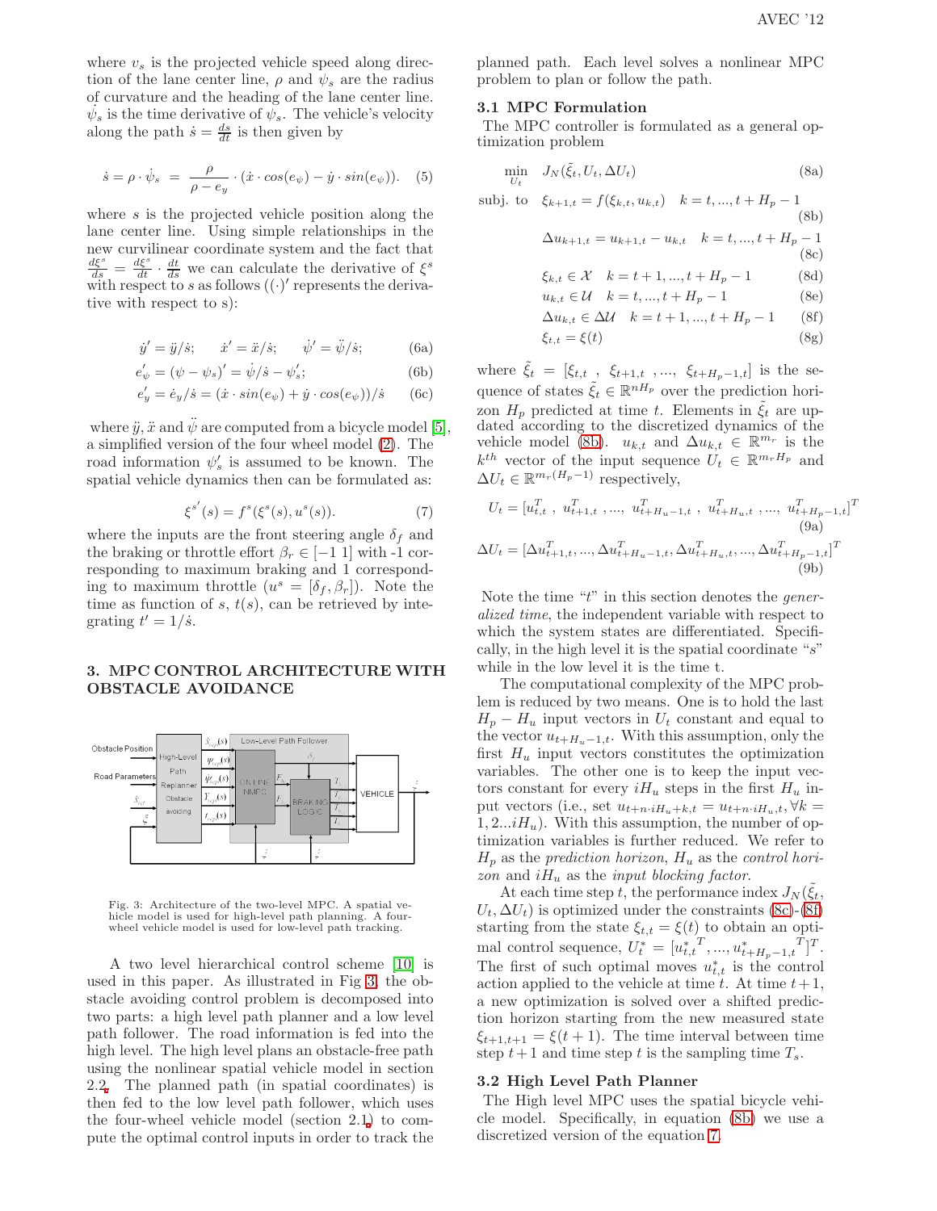where $v_s$ is the projected vehicle speed along direction of the lane center line, $\rho$ and $\psi_s$ are the radius of curvature and the heading of the lane center line. $\dot{\psi}_s$ is the time derivative of $\psi_s$. The vehicle's velocity along the path $\dot{s} = \frac{ds}{dt}$ is then given by

$$\dot{s} = \rho \cdot \dot{\psi}_s \;=\; \frac{\rho}{\rho - e_y} \cdot (\dot{x} \cdot cos(e_\psi) - \dot{y} \cdot sin(e_\psi)). \quad (5)$$

where $s$ is the projected vehicle position along the lane center line. Using simple relationships in the new curvilinear coordinate system and the fact that $\frac{d\xi^s}{ds} = \frac{d\xi^s}{dt} \cdot \frac{dt}{ds}$ we can calculate the derivative of $\xi^s$ with respect to $s$ as follows ($(\cdot)'$ represents the derivative with respect to s):

$$\dot{y}' = \ddot{y}/\dot{s}; \qquad \dot{x}' = \ddot{x}/\dot{s}; \qquad \dot{\psi}' = \ddot{\psi}/\dot{s}; \quad (6a)$$

$$e'_\psi = (\psi - \psi_s)' = \dot{\psi}/\dot{s} - \psi'_s; \quad (6b)$$

$$e'_y = \dot{e}_y/\dot{s} = (\dot{x} \cdot sin(e_\psi) + \dot{y} \cdot cos(e_\psi))/\dot{s} \quad (6c)$$

where $\ddot{y}, \ddot{x}$ and $\ddot{\psi}$ are computed from a bicycle model [5], a simplified version of the four wheel model (2). The road information $\psi'_s$ is assumed to be known. The spatial vehicle dynamics then can be formulated as:

$$\xi^{s'}(s) = f^s(\xi^s(s), u^s(s)). \quad (7)$$

where the inputs are the front steering angle $\delta_f$ and the braking or throttle effort $\beta_r \in [-1\ 1]$ with -1 corresponding to maximum braking and 1 corresponding to maximum throttle ($u^s = [\delta_f, \beta_r]$). Note the time as function of $s$, $t(s)$, can be retrieved by integrating $t' = 1/\dot{s}$.

## 3. MPC CONTROL ARCHITECTURE WITH OBSTACLE AVOIDANCE

Fig. 3: Architecture of the two-level MPC. A spatial vehicle model is used for high-level path planning. A four-wheel vehicle model is used for low-level path tracking.

A two level hierarchical control scheme [10] is used in this paper. As illustrated in Fig 3, the obstacle avoiding control problem is decomposed into two parts: a high level path planner and a low level path follower. The road information is fed into the high level. The high level plans an obstacle-free path using the nonlinear spatial vehicle model in section 2.2. The planned path (in spatial coordinates) is then fed to the low level path follower, which uses the four-wheel vehicle model (section 2.1) to compute the optimal control inputs in order to track the planned path. Each level solves a nonlinear MPC problem to plan or follow the path.

### 3.1 MPC Formulation

The MPC controller is formulated as a general optimization problem

$$\min_{U_t} \quad J_N(\tilde{\xi}_t, U_t, \Delta U_t) \quad (8a)$$

$$\text{subj. to} \quad \xi_{k+1,t} = f(\xi_{k,t}, u_{k,t}) \quad k = t, ..., t + H_p - 1 \quad (8b)$$

$$\Delta u_{k+1,t} = u_{k+1,t} - u_{k,t} \quad k = t, ..., t + H_p - 1 \quad (8c)$$

$$\xi_{k,t} \in \mathcal{X} \quad k = t+1, ..., t + H_p - 1 \quad (8d)$$

$$u_{k,t} \in \mathcal{U} \quad k = t, ..., t + H_p - 1 \quad (8e)$$

$$\Delta u_{k,t} \in \Delta\mathcal{U} \quad k = t+1, ..., t + H_p - 1 \quad (8f)$$

$$\xi_{t,t} = \xi(t) \quad (8g)$$

where $\tilde{\xi}_t = [\xi_{t,t}\ ,\ \xi_{t+1,t}\ , ...,\ \xi_{t+H_p-1,t}]$ is the sequence of states $\tilde{\xi}_t \in \mathbb{R}^{nH_p}$ over the prediction horizon $H_p$ predicted at time $t$. Elements in $\tilde{\xi}_t$ are updated according to the discretized dynamics of the vehicle model (8b). $u_{k,t}$ and $\Delta u_{k,t} \in \mathbb{R}^{m_r}$ is the $k^{th}$ vector of the input sequence $U_t \in \mathbb{R}^{m_r H_p}$ and $\Delta U_t \in \mathbb{R}^{m_r(H_p-1)}$ respectively,

$$U_t = [u^T_{t,t}\ ,\ u^T_{t+1,t}\ , ...,\ u^T_{t+H_u-1,t}\ ,\ u^T_{t+H_u,t}\ , ...,\ u^T_{t+H_p-1,t}]^T \quad (9a)$$

$$\Delta U_t = [\Delta u^T_{t+1,t}, ..., \Delta u^T_{t+H_u-1,t}, \Delta u^T_{t+H_u,t}, ..., \Delta u^T_{t+H_p-1,t}]^T \quad (9b)$$

Note the time "$t$" in this section denotes the *generalized time*, the independent variable with respect to which the system states are differentiated. Specifically, in the high level it is the spatial coordinate "$s$" while in the low level it is the time t.

The computational complexity of the MPC problem is reduced by two means. One is to hold the last $H_p - H_u$ input vectors in $U_t$ constant and equal to the vector $u_{t+H_u-1,t}$. With this assumption, only the first $H_u$ input vectors constitutes the optimization variables. The other one is to keep the input vectors constant for every $iH_u$ steps in the first $H_u$ input vectors (i.e., set $u_{t+n \cdot iH_u+k,t} = u_{t+n \cdot iH_u,t}, \forall k = 1, 2...iH_u$). With this assumption, the number of optimization variables is further reduced. We refer to $H_p$ as the *prediction horizon*, $H_u$ as the *control horizon* and $iH_u$ as the *input blocking factor*.

At each time step $t$, the performance index $J_N(\tilde{\xi}_t, U_t, \Delta U_t)$ is optimized under the constraints (8c)-(8f) starting from the state $\xi_{t,t} = \xi(t)$ to obtain an optimal control sequence, $U^*_t = [u^*_{t,t}{}^T, ..., u^*_{t+H_p-1,t}{}^T]^T$. The first of such optimal moves $u^*_{t,t}$ is the control action applied to the vehicle at time $t$. At time $t+1$, a new optimization is solved over a shifted prediction horizon starting from the new measured state $\xi_{t+1,t+1} = \xi(t+1)$. The time interval between time step $t+1$ and time step $t$ is the sampling time $T_s$.

### 3.2 High Level Path Planner

The High level MPC uses the spatial bicycle vehicle model. Specifically, in equation (8b) we use a discretized version of the equation 7.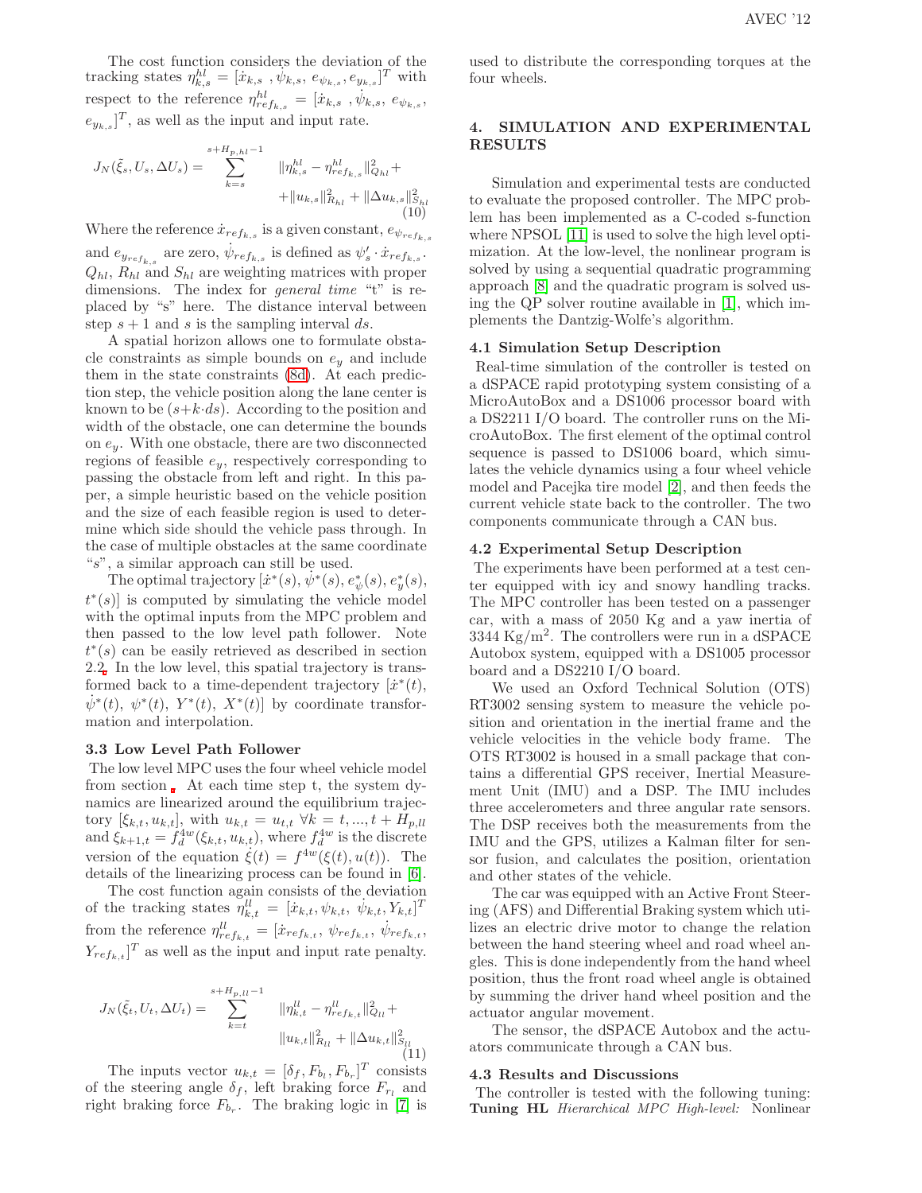The cost function considers the deviation of the tracking states $\eta^{hl}_{k,s} = [\dot{x}_{k,s}\ ,\dot{\psi}_{k,s},\ e_{\psi_{k,s}}, e_{y_{k,s}}]^T$ with respect to the reference $\eta^{hl}_{ref_{k,s}} = [\dot{x}_{k,s}\ ,\dot{\psi}_{k,s},\ e_{\psi_{k,s}}, e_{y_{k,s}}]^T$, as well as the input and input rate.

$$J_N(\tilde{\xi}_s, U_s, \Delta U_s) = \sum_{k=s}^{s+H_{p,hl}-1} \|\eta^{hl}_{k,s} - \eta^{hl}_{ref_{k,s}}\|^2_{Q_{hl}} + \|u_{k,s}\|^2_{R_{hl}} + \|\Delta u_{k,s}\|^2_{S_{hl}} \tag{10}$$

Where the reference $\dot{x}_{ref_{k,s}}$ is a given constant, $e_{\psi_{ref_{k,s}}}$ and $e_{y_{ref_{k,s}}}$ are zero, $\dot{\psi}_{ref_{k,s}}$ is defined as $\psi'_s \cdot \dot{x}_{ref_{k,s}}$. $Q_{hl}$, $R_{hl}$ and $S_{hl}$ are weighting matrices with proper dimensions. The index for *general time* "t" is replaced by "s" here. The distance interval between step $s+1$ and $s$ is the sampling interval $ds$.

A spatial horizon allows one to formulate obstacle constraints as simple bounds on $e_y$ and include them in the state constraints (8d). At each prediction step, the vehicle position along the lane center is known to be $(s+k\cdot ds)$. According to the position and width of the obstacle, one can determine the bounds on $e_y$. With one obstacle, there are two disconnected regions of feasible $e_y$, respectively corresponding to passing the obstacle from left and right. In this paper, a simple heuristic based on the vehicle position and the size of each feasible region is used to determine which side should the vehicle pass through. In the case of multiple obstacles at the same coordinate "s", a similar approach can still be used.

The optimal trajectory $[\dot{x}^*(s), \dot{\psi}^*(s), e^*_\psi(s), e^*_y(s), t^*(s)]$ is computed by simulating the vehicle model with the optimal inputs from the MPC problem and then passed to the low level path follower. Note $t^*(s)$ can be easily retrieved as described in section 2.2. In the low level, this spatial trajectory is transformed back to a time-dependent trajectory $[\dot{x}^*(t), \dot{\psi}^*(t), \psi^*(t), Y^*(t), X^*(t)]$ by coordinate transformation and interpolation.

### 3.3 Low Level Path Follower

The low level MPC uses the four wheel vehicle model from section . At each time step t, the system dynamics are linearized around the equilibrium trajectory $[\xi_{k,t}, u_{k,t}]$, with $u_{k,t} = u_{t,t}\ \forall k = t, ..., t+H_{p,ll}$ and $\xi_{k+1,t} = f^{4w}_d(\xi_{k,t}, u_{k,t})$, where $f^{4w}_d$ is the discrete version of the equation $\dot{\xi}(t) = f^{4w}(\xi(t), u(t))$. The details of the linearizing process can be found in [6].

The cost function again consists of the deviation of the tracking states $\eta^{ll}_{k,t} = [\dot{x}_{k,t}, \psi_{k,t},\ \dot{\psi}_{k,t}, Y_{k,t}]^T$ from the reference $\eta^{ll}_{ref_{k,t}} = [\dot{x}_{ref_{k,t}}, \psi_{ref_{k,t}}, \dot{\psi}_{ref_{k,t}}, Y_{ref_{k,t}}]^T$ as well as the input and input rate penalty.

$$J_N(\tilde{\xi}_t, U_t, \Delta U_t) = \sum_{k=t}^{s+H_{p,ll}-1} \|\eta^{ll}_{k,t} - \eta^{ll}_{ref_{k,t}}\|^2_{Q_{ll}} + \|u_{k,t}\|^2_{R_{ll}} + \|\Delta u_{k,t}\|^2_{S_{ll}} \tag{11}$$

The inputs vector $u_{k,t} = [\delta_f, F_{b_l}, F_{b_r}]^T$ consists of the steering angle $\delta_f$, left braking force $F_{r_l}$ and right braking force $F_{b_r}$. The braking logic in [7] is used to distribute the corresponding torques at the four wheels.

## 4. SIMULATION AND EXPERIMENTAL RESULTS

Simulation and experimental tests are conducted to evaluate the proposed controller. The MPC problem has been implemented as a C-coded s-function where NPSOL [11] is used to solve the high level optimization. At the low-level, the nonlinear program is solved by using a sequential quadratic programming approach [8] and the quadratic program is solved using the QP solver routine available in [1], which implements the Dantzig-Wolfe's algorithm.

### 4.1 Simulation Setup Description

Real-time simulation of the controller is tested on a dSPACE rapid prototyping system consisting of a MicroAutoBox and a DS1006 processor board with a DS2211 I/O board. The controller runs on the MicroAutoBox. The first element of the optimal control sequence is passed to DS1006 board, which simulates the vehicle dynamics using a four wheel vehicle model and Pacejka tire model [2], and then feeds the current vehicle state back to the controller. The two components communicate through a CAN bus.

### 4.2 Experimental Setup Description

The experiments have been performed at a test center equipped with icy and snowy handling tracks. The MPC controller has been tested on a passenger car, with a mass of 2050 Kg and a yaw inertia of 3344 Kg/m$^2$. The controllers were run in a dSPACE Autobox system, equipped with a DS1005 processor board and a DS2210 I/O board.

We used an Oxford Technical Solution (OTS) RT3002 sensing system to measure the vehicle position and orientation in the inertial frame and the vehicle velocities in the vehicle body frame. The OTS RT3002 is housed in a small package that contains a differential GPS receiver, Inertial Measurement Unit (IMU) and a DSP. The IMU includes three accelerometers and three angular rate sensors. The DSP receives both the measurements from the IMU and the GPS, utilizes a Kalman filter for sensor fusion, and calculates the position, orientation and other states of the vehicle.

The car was equipped with an Active Front Steering (AFS) and Differential Braking system which utilizes an electric drive motor to change the relation between the hand steering wheel and road wheel angles. This is done independently from the hand wheel position, thus the front road wheel angle is obtained by summing the driver hand wheel position and the actuator angular movement.

The sensor, the dSPACE Autobox and the actuators communicate through a CAN bus.

### 4.3 Results and Discussions

The controller is tested with the following tuning: **Tuning HL** *Hierarchical MPC High-level:* Nonlinear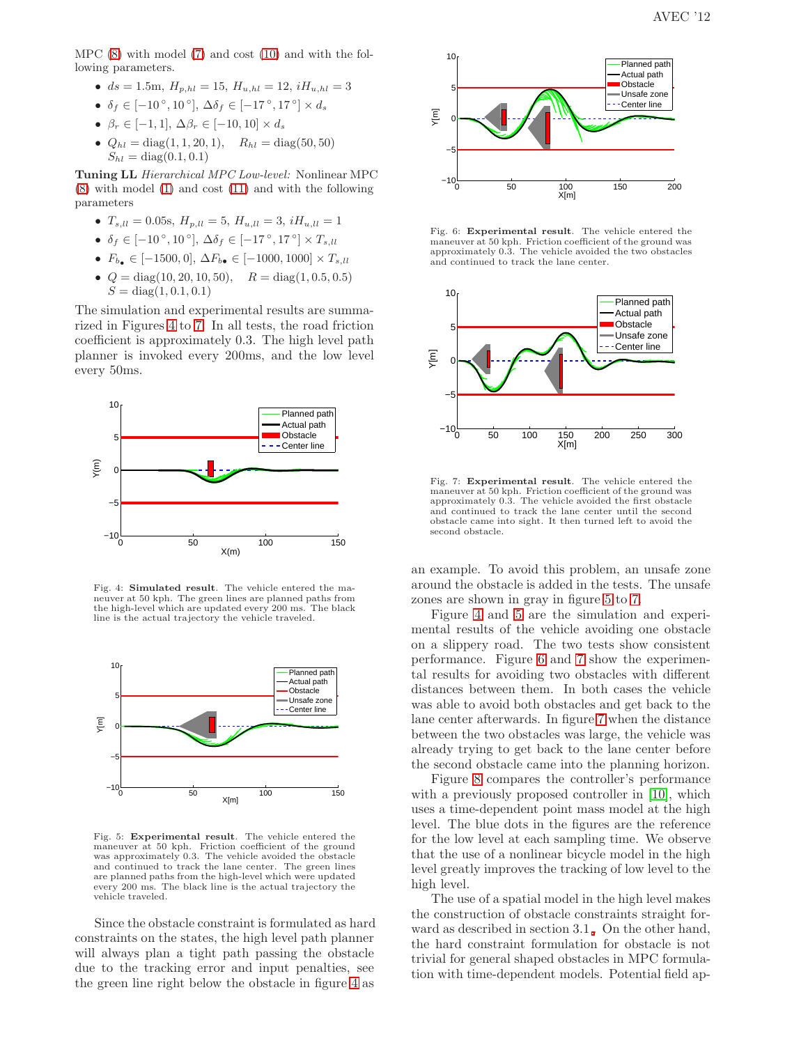MPC (8) with model (7) and cost (10) and with the following parameters.

- $ds = 1.5\text{m}$, $H_{p,hl} = 15$, $H_{u,hl} = 12$, $iH_{u,hl} = 3$
- $\delta_f \in [-10^\circ, 10^\circ]$, $\Delta\delta_f \in [-17^\circ, 17^\circ] \times d_s$
- $\beta_r \in [-1, 1]$, $\Delta\beta_r \in [-10, 10] \times d_s$
- $Q_{hl} = \text{diag}(1, 1, 20, 1)$, $\quad R_{hl} = \text{diag}(50, 50)$ $S_{hl} = \text{diag}(0.1, 0.1)$

**Tuning LL** *Hierarchical MPC Low-level:* Nonlinear MPC (8) with model (1) and cost (11) and with the following parameters

- $T_{s,ll} = 0.05\text{s}$, $H_{p,ll} = 5$, $H_{u,ll} = 3$, $iH_{u,ll} = 1$
- $\delta_f \in [-10^\circ, 10^\circ]$, $\Delta\delta_f \in [-17^\circ, 17^\circ] \times T_{s,ll}$
- $F_{b_\bullet} \in [-1500, 0]$, $\Delta F_{b_\bullet} \in [-1000, 1000] \times T_{s,ll}$
- $Q = \text{diag}(10, 20, 10, 50)$, $\quad R = \text{diag}(1, 0.5, 0.5)$ $S = \text{diag}(1, 0.1, 0.1)$

The simulation and experimental results are summarized in Figures 4 to 7. In all tests, the road friction coefficient is approximately 0.3. The high level path planner is invoked every 200ms, and the low level every 50ms.

Fig. 4: **Simulated result**. The vehicle entered the maneuver at 50 kph. The green lines are planned paths from the high-level which are updated every 200 ms. The black line is the actual trajectory the vehicle traveled.

Fig. 5: **Experimental result**. The vehicle entered the maneuver at 50 kph. Friction coefficient of the ground was approximately 0.3. The vehicle avoided the obstacle and continued to track the lane center. The green lines are planned paths from the high-level which were updated every 200 ms. The black line is the actual trajectory the vehicle traveled.

Since the obstacle constraint is formulated as hard constraints on the states, the high level path planner will always plan a tight path passing the obstacle due to the tracking error and input penalties, see the green line right below the obstacle in figure 4 as an example. To avoid this problem, an unsafe zone around the obstacle is added in the tests. The unsafe zones are shown in gray in figure 5 to 7.

Fig. 6: **Experimental result**. The vehicle entered the maneuver at 50 kph. Friction coefficient of the ground was approximately 0.3. The vehicle avoided the two obstacles and continued to track the lane center.

Fig. 7: **Experimental result**. The vehicle entered the maneuver at 50 kph. Friction coefficient of the ground was approximately 0.3. The vehicle avoided the first obstacle and continued to track the lane center until the second obstacle came into sight. It then turned left to avoid the second obstacle.

Figure 4 and 5 are the simulation and experimental results of the vehicle avoiding one obstacle on a slippery road. The two tests show consistent performance. Figure 6 and 7 show the experimental results for avoiding two obstacles with different distances between them. In both cases the vehicle was able to avoid both obstacles and get back to the lane center afterwards. In figure 7 when the distance between the two obstacles was large, the vehicle was already trying to get back to the lane center before the second obstacle came into the planning horizon.

Figure 8 compares the controller's performance with a previously proposed controller in [10], which uses a time-dependent point mass model at the high level. The blue dots in the figures are the reference for the low level at each sampling time. We observe that the use of a nonlinear bicycle model in the high level greatly improves the tracking of low level to the high level.

The use of a spatial model in the high level makes the construction of obstacle constraints straight forward as described in section 3.1. On the other hand, the hard constraint formulation for obstacle is not trivial for general shaped obstacles in MPC formulation with time-dependent models. Potential field ap-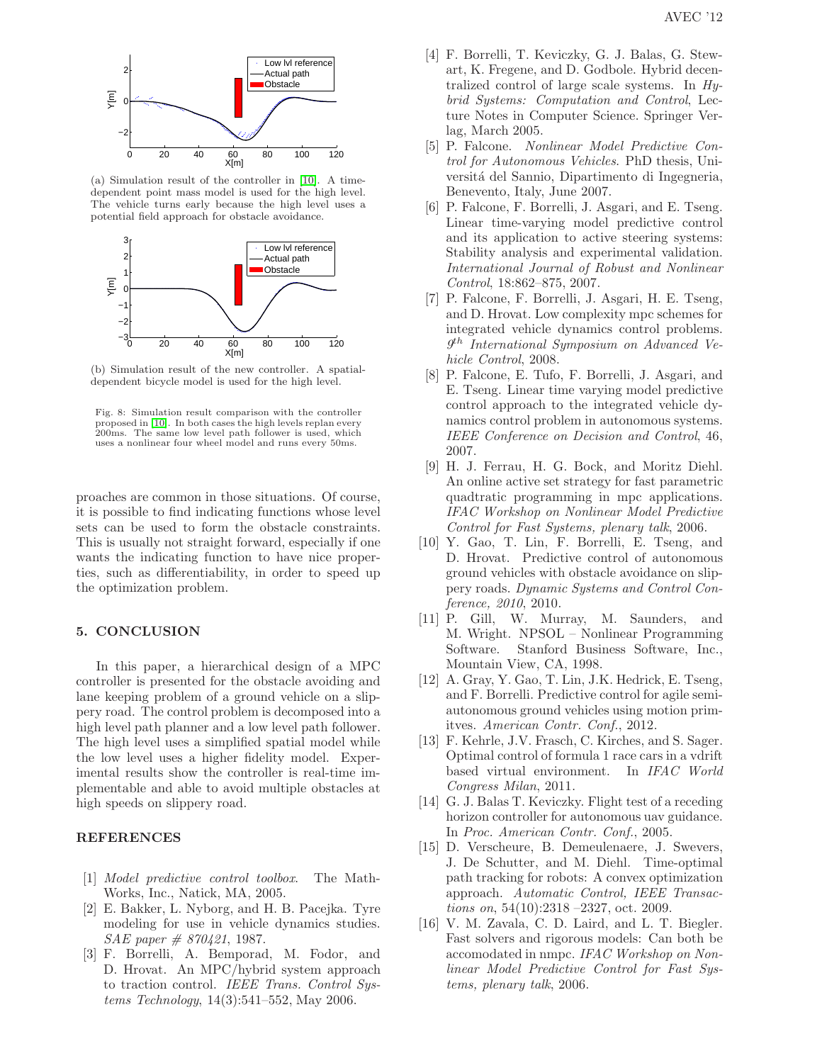Low lvl reference
Actual path
Obstacle
Y[m]
X[m]
2
0
−2
0 20 40 60 80 100 120

(a) Simulation result of the controller in [10]. A time-dependent point mass model is used for the high level. The vehicle turns early because the high level uses a potential field approach for obstacle avoidance.

Low lvl reference
Actual path
Obstacle
Y[m]
X[m]
3
2
1
0
−1
−2
−3
0 20 40 60 80 100 120

(b) Simulation result of the new controller. A spatial-dependent bicycle model is used for the high level.

Fig. 8: Simulation result comparison with the controller proposed in [10]. In both cases the high levels replan every 200ms. The same low level path follower is used, which uses a nonlinear four wheel model and runs every 50ms.

proaches are common in those situations. Of course, it is possible to find indicating functions whose level sets can be used to form the obstacle constraints. This is usually not straight forward, especially if one wants the indicating function to have nice properties, such as differentiability, in order to speed up the optimization problem.

## 5. CONCLUSION

In this paper, a hierarchical design of a MPC controller is presented for the obstacle avoiding and lane keeping problem of a ground vehicle on a slippery road. The control problem is decomposed into a high level path planner and a low level path follower. The high level uses a simplified spatial model while the low level uses a higher fidelity model. Experimental results show the controller is real-time implementable and able to avoid multiple obstacles at high speeds on slippery road.

## REFERENCES

[1] *Model predictive control toolbox*. The MathWorks, Inc., Natick, MA, 2005.

[2] E. Bakker, L. Nyborg, and H. B. Pacejka. Tyre modeling for use in vehicle dynamics studies. *SAE paper # 870421*, 1987.

[3] F. Borrelli, A. Bemporad, M. Fodor, and D. Hrovat. An MPC/hybrid system approach to traction control. *IEEE Trans. Control Systems Technology*, 14(3):541–552, May 2006.

[4] F. Borrelli, T. Keviczky, G. J. Balas, G. Stewart, K. Fregene, and D. Godbole. Hybrid decentralized control of large scale systems. In *Hybrid Systems: Computation and Control*, Lecture Notes in Computer Science. Springer Verlag, March 2005.

[5] P. Falcone. *Nonlinear Model Predictive Control for Autonomous Vehicles*. PhD thesis, Universitá del Sannio, Dipartimento di Ingegneria, Benevento, Italy, June 2007.

[6] P. Falcone, F. Borrelli, J. Asgari, and E. Tseng. Linear time-varying model predictive control and its application to active steering systems: Stability analysis and experimental validation. *International Journal of Robust and Nonlinear Control*, 18:862–875, 2007.

[7] P. Falcone, F. Borrelli, J. Asgari, H. E. Tseng, and D. Hrovat. Low complexity mpc schemes for integrated vehicle dynamics control problems. *$9^{th}$ International Symposium on Advanced Vehicle Control*, 2008.

[8] P. Falcone, E. Tufo, F. Borrelli, J. Asgari, and E. Tseng. Linear time varying model predictive control approach to the integrated vehicle dynamics control problem in autonomous systems. *IEEE Conference on Decision and Control*, 46, 2007.

[9] H. J. Ferrau, H. G. Bock, and Moritz Diehl. An online active set strategy for fast parametric quadtratic programming in mpc applications. *IFAC Workshop on Nonlinear Model Predictive Control for Fast Systems, plenary talk*, 2006.

[10] Y. Gao, T. Lin, F. Borrelli, E. Tseng, and D. Hrovat. Predictive control of autonomous ground vehicles with obstacle avoidance on slippery roads. *Dynamic Systems and Control Conference, 2010*, 2010.

[11] P. Gill, W. Murray, M. Saunders, and M. Wright. NPSOL – Nonlinear Programming Software. Stanford Business Software, Inc., Mountain View, CA, 1998.

[12] A. Gray, Y. Gao, T. Lin, J.K. Hedrick, E. Tseng, and F. Borrelli. Predictive control for agile semi-autonomous ground vehicles using motion primitves. *American Contr. Conf.*, 2012.

[13] F. Kehrle, J.V. Frasch, C. Kirches, and S. Sager. Optimal control of formula 1 race cars in a vdrift based virtual environment. In *IFAC World Congress Milan*, 2011.

[14] G. J. Balas T. Keviczky. Flight test of a receding horizon controller for autonomous uav guidance. In *Proc. American Contr. Conf.*, 2005.

[15] D. Verscheure, B. Demeulenaere, J. Swevers, J. De Schutter, and M. Diehl. Time-optimal path tracking for robots: A convex optimization approach. *Automatic Control, IEEE Transactions on*, 54(10):2318 –2327, oct. 2009.

[16] V. M. Zavala, C. D. Laird, and L. T. Biegler. Fast solvers and rigorous models: Can both be accomodated in nmpc. *IFAC Workshop on Nonlinear Model Predictive Control for Fast Systems, plenary talk*, 2006.